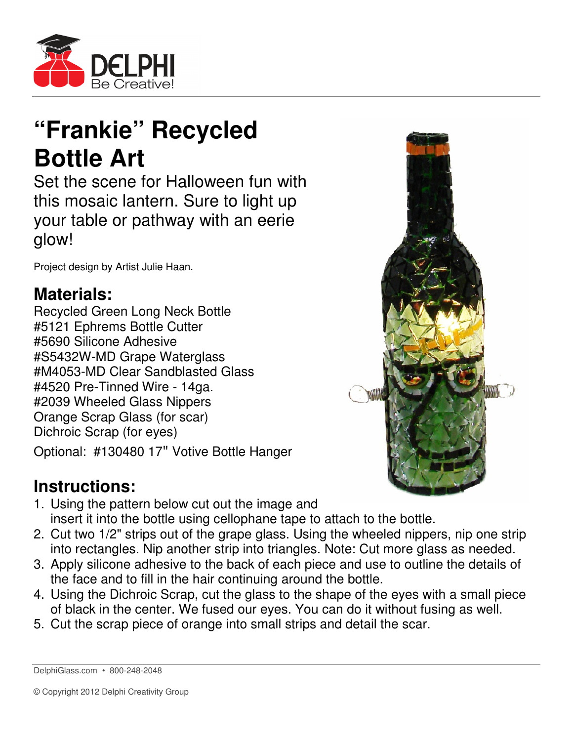# "Frankie" Recycled Bottle Art

Set the scene for Halloween fun with this mosaic lantern. Sure to light up your table or pathway with an eerie glow!

Project design by Artist Julie Haan.

## Materials:

Recycled Green Long Neck Bottle
#5121 Ephrems Bottle Cutter
#5690 Silicone Adhesive
#S5432W-MD Grape Waterglass
#M4053-MD Clear Sandblasted Glass
#4520 Pre-Tinned Wire - 14ga.
#2039 Wheeled Glass Nippers
Orange Scrap Glass (for scar)
Dichroic Scrap (for eyes)

Optional: #130480 17" Votive Bottle Hanger

## Instructions:

1. Using the pattern below cut out the image and insert it into the bottle using cellophane tape to attach to the bottle.
2. Cut two 1/2" strips out of the grape glass. Using the wheeled nippers, nip one strip into rectangles. Nip another strip into triangles. Note: Cut more glass as needed.
3. Apply silicone adhesive to the back of each piece and use to outline the details of the face and to fill in the hair continuing around the bottle.
4. Using the Dichroic Scrap, cut the glass to the shape of the eyes with a small piece of black in the center. We fused our eyes. You can do it without fusing as well.
5. Cut the scrap piece of orange into small strips and detail the scar.

DelphiGlass.com • 800-248-2048

© Copyright 2012 Delphi Creativity Group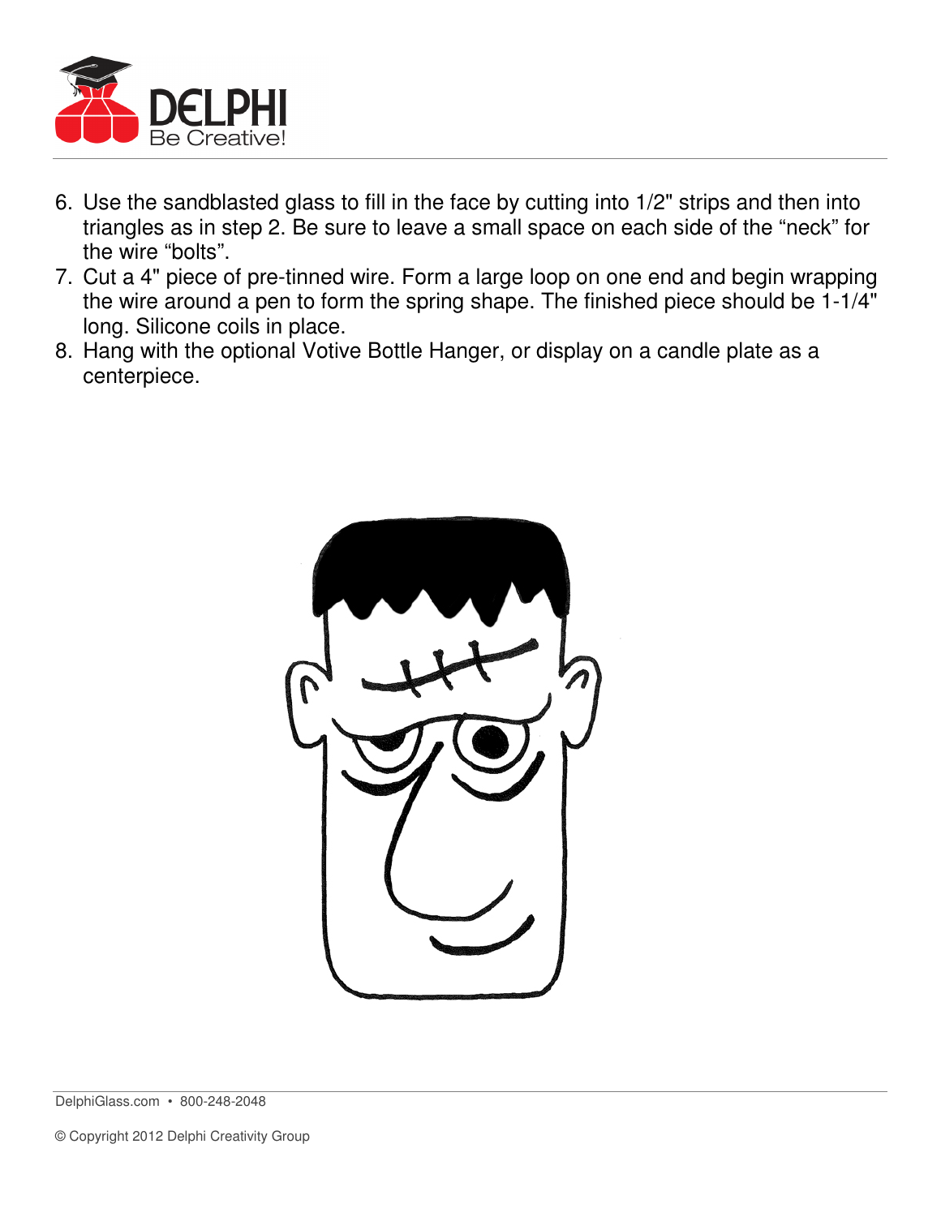6. Use the sandblasted glass to fill in the face by cutting into 1/2" strips and then into triangles as in step 2. Be sure to leave a small space on each side of the “neck” for the wire “bolts”.
7. Cut a 4" piece of pre-tinned wire. Form a large loop on one end and begin wrapping the wire around a pen to form the spring shape. The finished piece should be 1-1/4" long. Silicone coils in place.
8. Hang with the optional Votive Bottle Hanger, or display on a candle plate as a centerpiece.

DelphiGlass.com • 800-248-2048

© Copyright 2012 Delphi Creativity Group